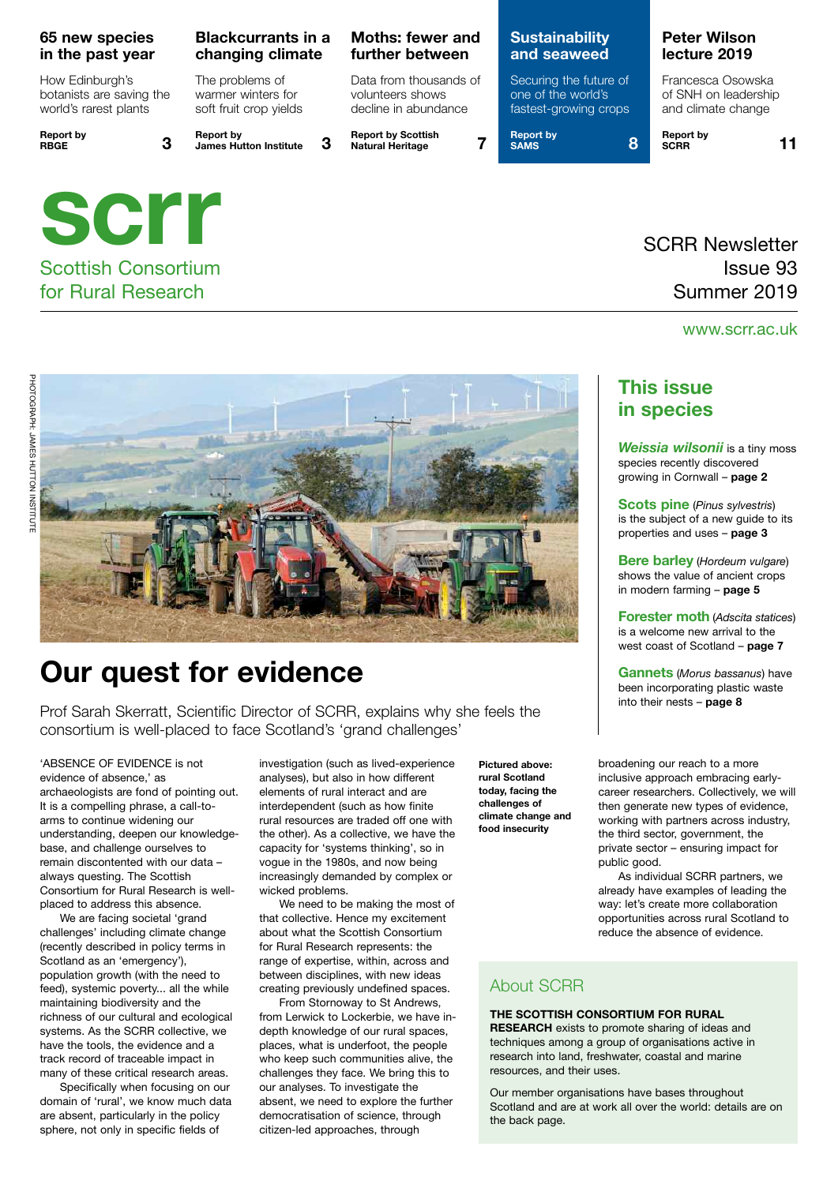**65 new species in the past year**

How Edinburgh's botanists are saving the world's rarest plants

Report by RBGE 3

**Blackcurrants in a changing climate**

The problems of warmer winters for soft fruit crop yields

Report by James Hutton Institute 3

**Moths: fewer and further between**

Data from thousands of volunteers shows decline in abundance

Report by Scottish Natural Heritage 7

**Sustainability and seaweed**

Securing the future of one of the world's fastest-growing crops

Report by SAMS 8

**Peter Wilson lecture 2019**

Francesca Osowska of SNH on leadership and climate change

Report by SCRR 11

# scrr

Scottish Consortium for Rural Research

SCRR Newsletter
Issue 93
Summer 2019

www.scrr.ac.uk

PHOTOGRAPH: JAMES HUTTON INSTITUTE

# Our quest for evidence

Prof Sarah Skerratt, Scientific Director of SCRR, explains why she feels the consortium is well-placed to face Scotland's 'grand challenges'

'ABSENCE OF EVIDENCE is not evidence of absence,' as archaeologists are fond of pointing out. It is a compelling phrase, a call-to-arms to continue widening our understanding, deepen our knowledge-base, and challenge ourselves to remain discontented with our data – always questing. The Scottish Consortium for Rural Research is well-placed to address this absence.

We are facing societal 'grand challenges' including climate change (recently described in policy terms in Scotland as an 'emergency'), population growth (with the need to feed), systemic poverty... all the while maintaining biodiversity and the richness of our cultural and ecological systems. As the SCRR collective, we have the tools, the evidence and a track record of traceable impact in many of these critical research areas.

Specifically when focusing on our domain of 'rural', we know much data are absent, particularly in the policy sphere, not only in specific fields of investigation (such as lived-experience analyses), but also in how different elements of rural interact and are interdependent (such as how finite rural resources are traded off one with the other). As a collective, we have the capacity for 'systems thinking', so in vogue in the 1980s, and now being increasingly demanded by complex or wicked problems.

We need to be making the most of that collective. Hence my excitement about what the Scottish Consortium for Rural Research represents: the range of expertise, within, across and between disciplines, with new ideas creating previously undefined spaces.

From Stornoway to St Andrews, from Lerwick to Lockerbie, we have in-depth knowledge of our rural spaces, places, what is underfoot, the people who keep such communities alive, the challenges they face. We bring this to our analyses. To investigate the absent, we need to explore the further democratisation of science, through citizen-led approaches, through broadening our reach to a more inclusive approach embracing early-career researchers. Collectively, we will then generate new types of evidence, working with partners across industry, the third sector, government, the private sector – ensuring impact for public good.

As individual SCRR partners, we already have examples of leading the way: let's create more collaboration opportunities across rural Scotland to reduce the absence of evidence.

**Pictured above: rural Scotland today, facing the challenges of climate change and food insecurity**

## This issue in species

***Weissia wilsonii*** is a tiny moss species recently discovered growing in Cornwall – **page 2**

**Scots pine** (*Pinus sylvestris*) is the subject of a new guide to its properties and uses – **page 3**

**Bere barley** (*Hordeum vulgare*) shows the value of ancient crops in modern farming – **page 5**

**Forester moth** (*Adscita statices*) is a welcome new arrival to the west coast of Scotland – **page 7**

**Gannets** (*Morus bassanus*) have been incorporating plastic waste into their nests – **page 8**

## About SCRR

**THE SCOTTISH CONSORTIUM FOR RURAL RESEARCH** exists to promote sharing of ideas and techniques among a group of organisations active in research into land, freshwater, coastal and marine resources, and their uses.

Our member organisations have bases throughout Scotland and are at work all over the world: details are on the back page.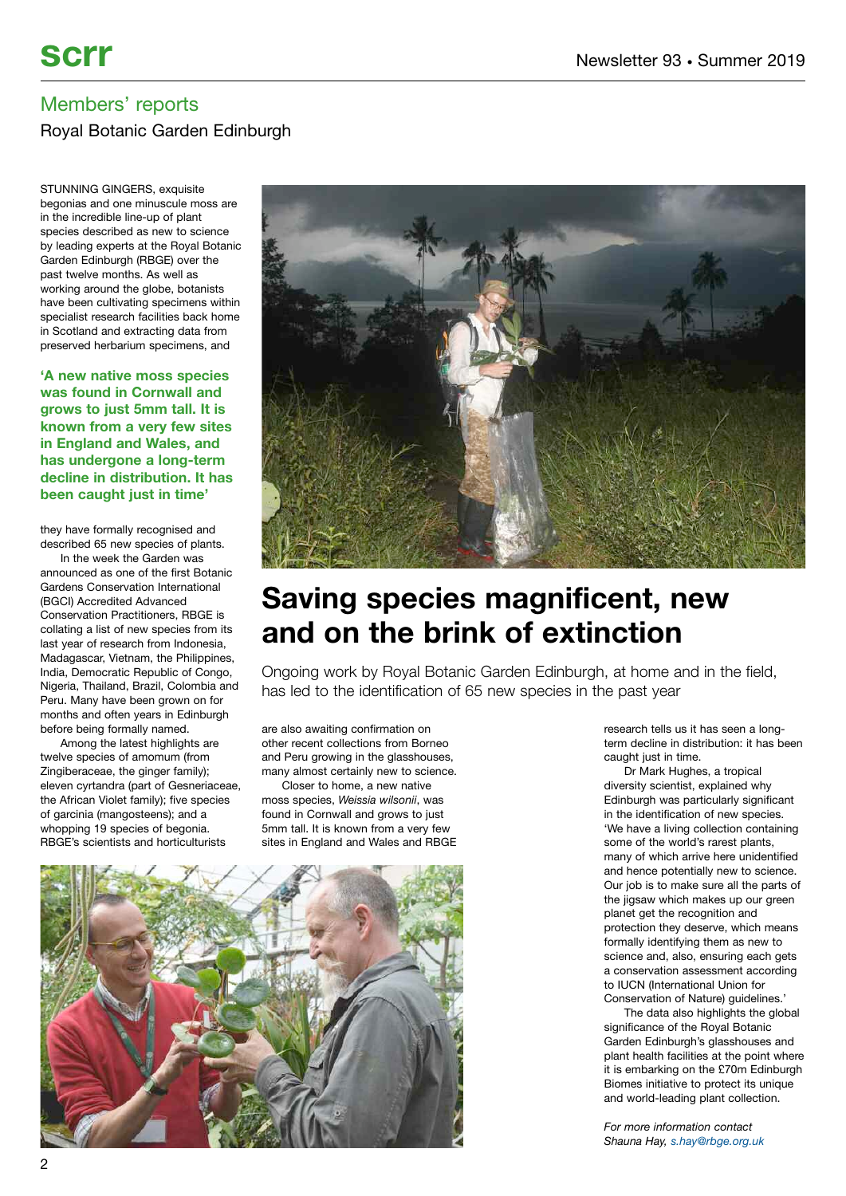## Members' reports

### Royal Botanic Garden Edinburgh

# Saving species magnificent, new and on the brink of extinction

Ongoing work by Royal Botanic Garden Edinburgh, at home and in the field, has led to the identification of 65 new species in the past year

STUNNING GINGERS, exquisite begonias and one minuscule moss are in the incredible line-up of plant species described as new to science by leading experts at the Royal Botanic Garden Edinburgh (RBGE) over the past twelve months. As well as working around the globe, botanists have been cultivating specimens within specialist research facilities back home in Scotland and extracting data from preserved herbarium specimens, and they have formally recognised and described 65 new species of plants.

**'A new native moss species was found in Cornwall and grows to just 5mm tall. It is known from a very few sites in England and Wales, and has undergone a long-term decline in distribution. It has been caught just in time'**

In the week the Garden was announced as one of the first Botanic Gardens Conservation International (BGCI) Accredited Advanced Conservation Practitioners, RBGE is collating a list of new species from its last year of research from Indonesia, Madagascar, Vietnam, the Philippines, India, Democratic Republic of Congo, Nigeria, Thailand, Brazil, Colombia and Peru. Many have been grown on for months and often years in Edinburgh before being formally named.

Among the latest highlights are twelve species of amomum (from Zingiberaceae, the ginger family); eleven cyrtandra (part of Gesneriaceae, the African Violet family); five species of garcinia (mangosteens); and a whopping 19 species of begonia. RBGE's scientists and horticulturists are also awaiting confirmation on other recent collections from Borneo and Peru growing in the glasshouses, many almost certainly new to science.

Closer to home, a new native moss species, *Weissia wilsonii*, was found in Cornwall and grows to just 5mm tall. It is known from a very few sites in England and Wales and RBGE research tells us it has seen a long-term decline in distribution: it has been caught just in time.

Dr Mark Hughes, a tropical diversity scientist, explained why Edinburgh was particularly significant in the identification of new species. 'We have a living collection containing some of the world's rarest plants, many of which arrive here unidentified and hence potentially new to science. Our job is to make sure all the parts of the jigsaw which makes up our green planet get the recognition and protection they deserve, which means formally identifying them as new to science and, also, ensuring each gets a conservation assessment according to IUCN (International Union for Conservation of Nature) guidelines.'

The data also highlights the global significance of the Royal Botanic Garden Edinburgh's glasshouses and plant health facilities at the point where it is embarking on the £70m Edinburgh Biomes initiative to protect its unique and world-leading plant collection.

*For more information contact Shauna Hay, s.hay@rbge.org.uk*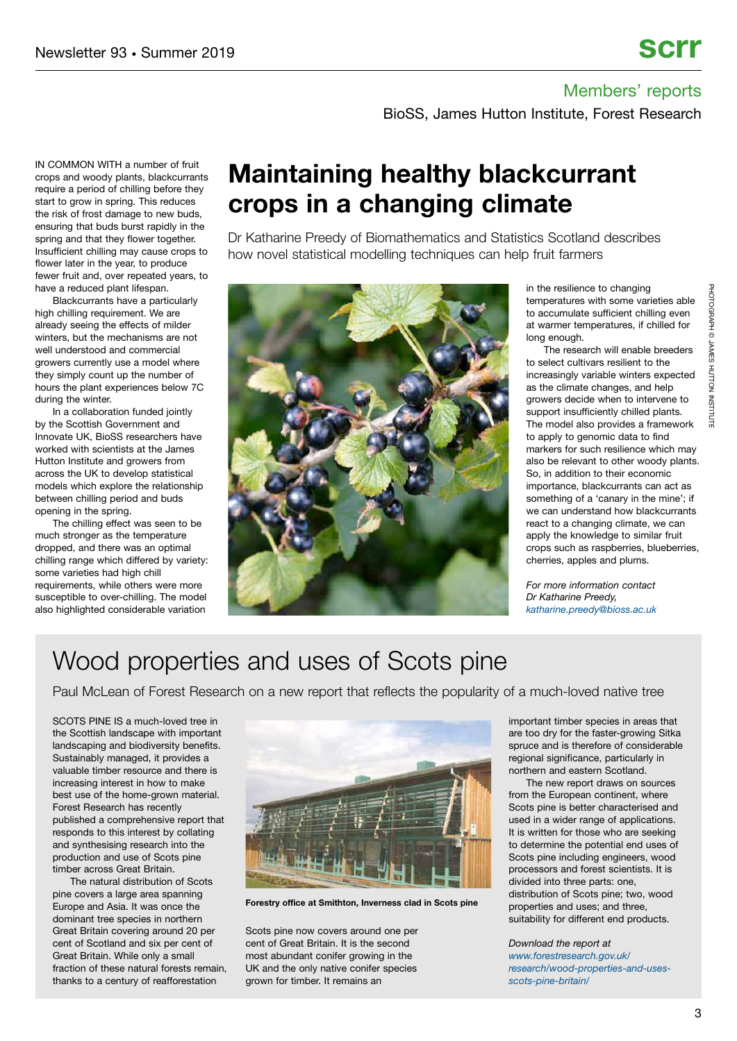## Members' reports

BioSS, James Hutton Institute, Forest Research

# Maintaining healthy blackcurrant crops in a changing climate

Dr Katharine Preedy of Biomathematics and Statistics Scotland describes how novel statistical modelling techniques can help fruit farmers

IN COMMON WITH a number of fruit crops and woody plants, blackcurrants require a period of chilling before they start to grow in spring. This reduces the risk of frost damage to new buds, ensuring that buds burst rapidly in the spring and that they flower together. Insufficient chilling may cause crops to flower later in the year, to produce fewer fruit and, over repeated years, to have a reduced plant lifespan.

Blackcurrants have a particularly high chilling requirement. We are already seeing the effects of milder winters, but the mechanisms are not well understood and commercial growers currently use a model where they simply count up the number of hours the plant experiences below 7C during the winter.

In a collaboration funded jointly by the Scottish Government and Innovate UK, BioSS researchers have worked with scientists at the James Hutton Institute and growers from across the UK to develop statistical models which explore the relationship between chilling period and buds opening in the spring.

The chilling effect was seen to be much stronger as the temperature dropped, and there was an optimal chilling range which differed by variety: some varieties had high chill requirements, while others were more susceptible to over-chilling. The model also highlighted considerable variation in the resilience to changing temperatures with some varieties able to accumulate sufficient chilling even at warmer temperatures, if chilled for long enough.

The research will enable breeders to select cultivars resilient to the increasingly variable winters expected as the climate changes, and help growers decide when to intervene to support insufficiently chilled plants. The model also provides a framework to apply to genomic data to find markers for such resilience which may also be relevant to other woody plants. So, in addition to their economic importance, blackcurrants can act as something of a 'canary in the mine'; if we can understand how blackcurrants react to a changing climate, we can apply the knowledge to similar fruit crops such as raspberries, blueberries, cherries, apples and plums.

PHOTOGRAPH © JAMES HUTTON INSTITUTE

*For more information contact Dr Katharine Preedy, katharine.preedy@bioss.ac.uk*

# Wood properties and uses of Scots pine

Paul McLean of Forest Research on a new report that reflects the popularity of a much-loved native tree

SCOTS PINE IS a much-loved tree in the Scottish landscape with important landscaping and biodiversity benefits. Sustainably managed, it provides a valuable timber resource and there is increasing interest in how to make best use of the home-grown material. Forest Research has recently published a comprehensive report that responds to this interest by collating and synthesising research into the production and use of Scots pine timber across Great Britain.

The natural distribution of Scots pine covers a large area spanning Europe and Asia. It was once the dominant tree species in northern Great Britain covering around 20 per cent of Scotland and six per cent of Great Britain. While only a small fraction of these natural forests remain, thanks to a century of reafforestation Scots pine now covers around one per cent of Great Britain. It is the second most abundant conifer growing in the UK and the only native conifer species grown for timber. It remains an important timber species in areas that are too dry for the faster-growing Sitka spruce and is therefore of considerable regional significance, particularly in northern and eastern Scotland.

**Forestry office at Smithton, Inverness clad in Scots pine**

The new report draws on sources from the European continent, where Scots pine is better characterised and used in a wider range of applications. It is written for those who are seeking to determine the potential end uses of Scots pine including engineers, wood processors and forest scientists. It is divided into three parts: one, distribution of Scots pine; two, wood properties and uses; and three, suitability for different end products.

*Download the report at www.forestresearch.gov.uk/research/wood-properties-and-uses-scots-pine-britain/*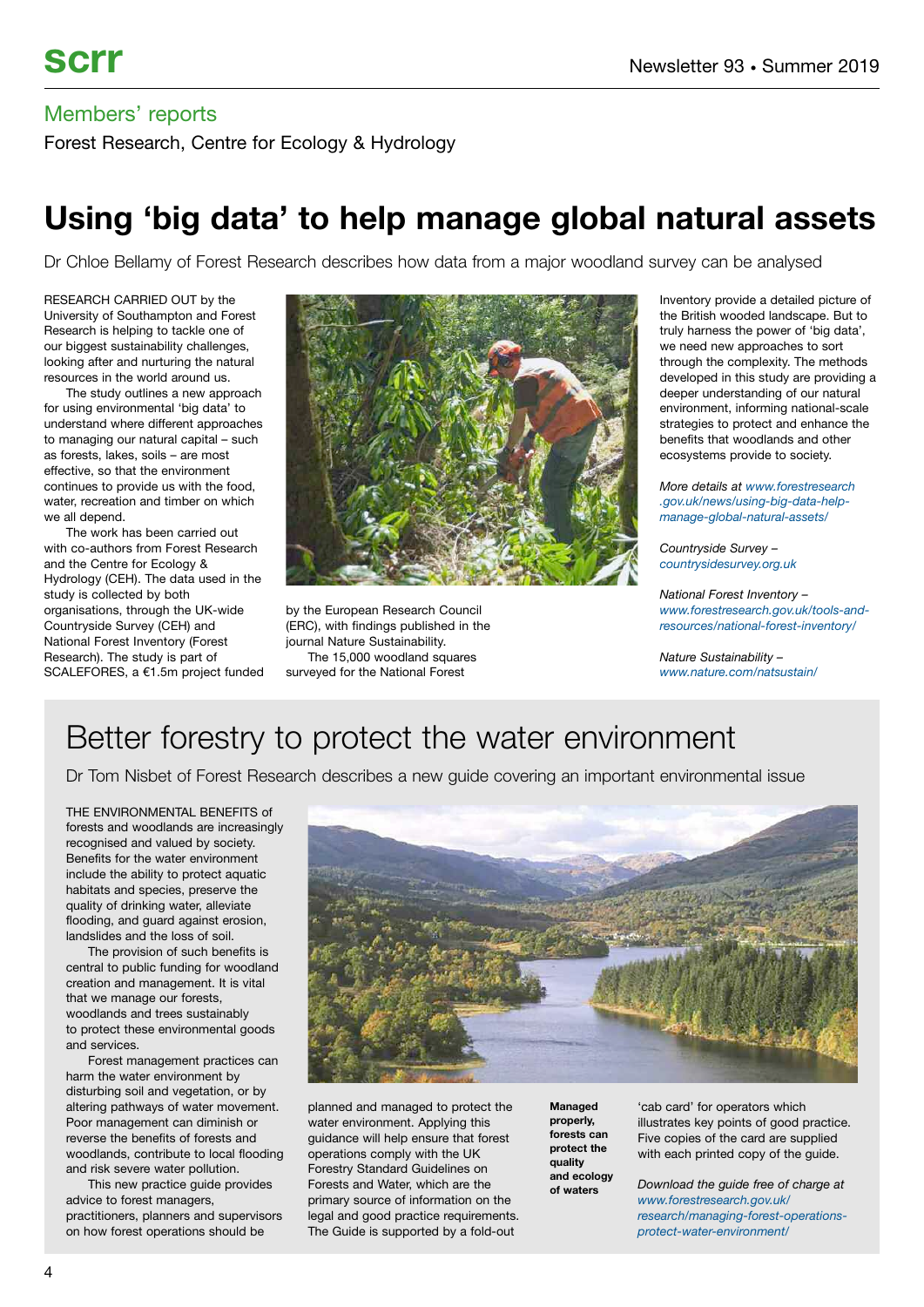## Members' reports

Forest Research, Centre for Ecology & Hydrology

# Using 'big data' to help manage global natural assets

Dr Chloe Bellamy of Forest Research describes how data from a major woodland survey can be analysed

RESEARCH CARRIED OUT by the University of Southampton and Forest Research is helping to tackle one of our biggest sustainability challenges, looking after and nurturing the natural resources in the world around us.

The study outlines a new approach for using environmental 'big data' to understand where different approaches to managing our natural capital – such as forests, lakes, soils – are most effective, so that the environment continues to provide us with the food, water, recreation and timber on which we all depend.

The work has been carried out with co-authors from Forest Research and the Centre for Ecology & Hydrology (CEH). The data used in the study is collected by both organisations, through the UK-wide Countryside Survey (CEH) and National Forest Inventory (Forest Research). The study is part of SCALEFORES, a €1.5m project funded by the European Research Council (ERC), with findings published in the journal Nature Sustainability.

The 15,000 woodland squares surveyed for the National Forest Inventory provide a detailed picture of the British wooded landscape. But to truly harness the power of 'big data', we need new approaches to sort through the complexity. The methods developed in this study are providing a deeper understanding of our natural environment, informing national-scale strategies to protect and enhance the benefits that woodlands and other ecosystems provide to society.

*More details at www.forestresearch.gov.uk/news/using-big-data-help-manage-global-natural-assets/*

*Countryside Survey* – *countrysidesurvey.org.uk*

*National Forest Inventory* – *www.forestresearch.gov.uk/tools-and-resources/national-forest-inventory/*

*Nature Sustainability* – *www.nature.com/natsustain/*

# Better forestry to protect the water environment

Dr Tom Nisbet of Forest Research describes a new guide covering an important environmental issue

THE ENVIRONMENTAL BENEFITS of forests and woodlands are increasingly recognised and valued by society. Benefits for the water environment include the ability to protect aquatic habitats and species, preserve the quality of drinking water, alleviate flooding, and guard against erosion, landslides and the loss of soil.

The provision of such benefits is central to public funding for woodland creation and management. It is vital that we manage our forests, woodlands and trees sustainably to protect these environmental goods and services.

Forest management practices can harm the water environment by disturbing soil and vegetation, or by altering pathways of water movement. Poor management can diminish or reverse the benefits of forests and woodlands, contribute to local flooding and risk severe water pollution.

This new practice guide provides advice to forest managers, practitioners, planners and supervisors on how forest operations should be planned and managed to protect the water environment. Applying this guidance will help ensure that forest operations comply with the UK Forestry Standard Guidelines on Forests and Water, which are the primary source of information on the legal and good practice requirements. The Guide is supported by a fold-out 'cab card' for operators which illustrates key points of good practice. Five copies of the card are supplied with each printed copy of the guide.

**Managed properly, forests can protect the quality and ecology of waters**

*Download the guide free of charge at www.forestresearch.gov.uk/research/managing-forest-operations-protect-water-environment/*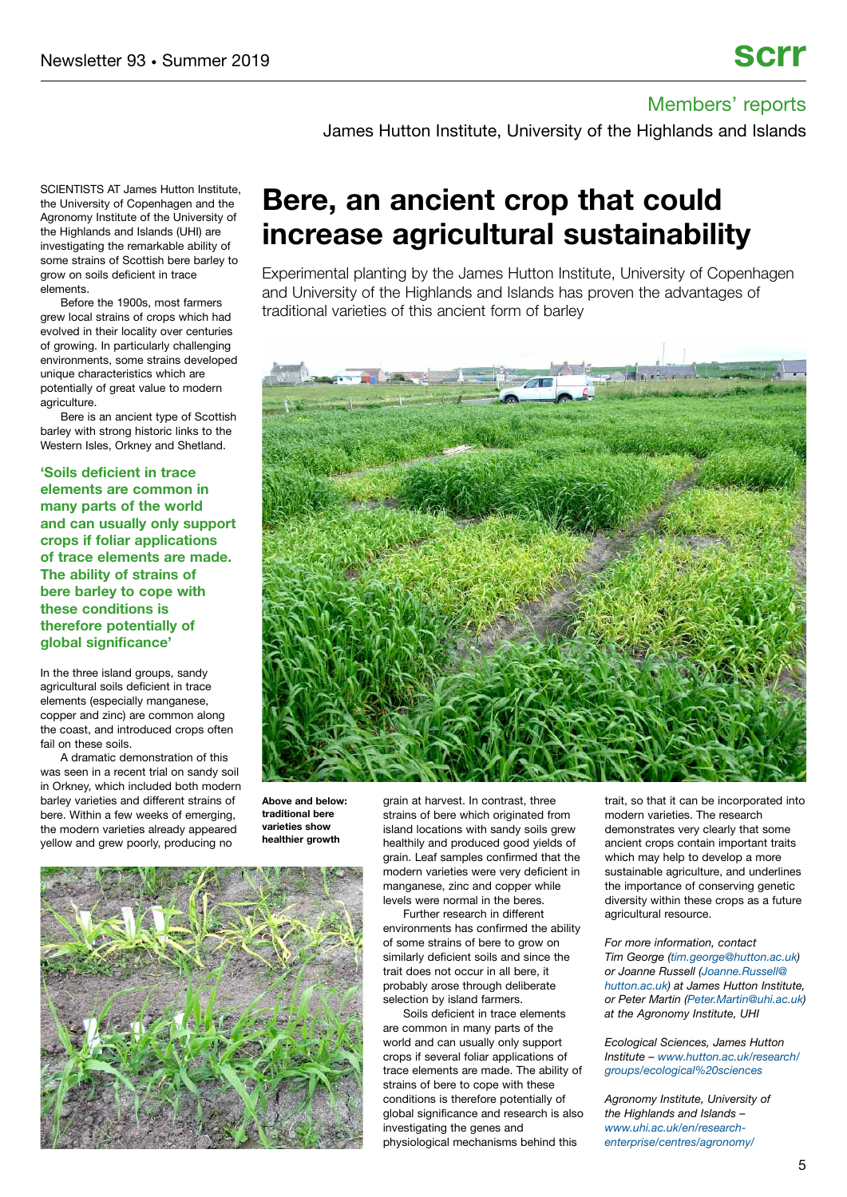## Members' reports

James Hutton Institute, University of the Highlands and Islands

# Bere, an ancient crop that could increase agricultural sustainability

Experimental planting by the James Hutton Institute, University of Copenhagen and University of the Highlands and Islands has proven the advantages of traditional varieties of this ancient form of barley

SCIENTISTS AT James Hutton Institute, the University of Copenhagen and the Agronomy Institute of the University of the Highlands and Islands (UHI) are investigating the remarkable ability of some strains of Scottish bere barley to grow on soils deficient in trace elements.

Before the 1900s, most farmers grew local strains of crops which had evolved in their locality over centuries of growing. In particularly challenging environments, some strains developed unique characteristics which are potentially of great value to modern agriculture.

Bere is an ancient type of Scottish barley with strong historic links to the Western Isles, Orkney and Shetland.

**'Soils deficient in trace elements are common in many parts of the world and can usually only support crops if foliar applications of trace elements are made. The ability of strains of bere barley to cope with these conditions is therefore potentially of global significance'**

In the three island groups, sandy agricultural soils deficient in trace elements (especially manganese, copper and zinc) are common along the coast, and introduced crops often fail on these soils.

A dramatic demonstration of this was seen in a recent trial on sandy soil in Orkney, which included both modern barley varieties and different strains of bere. Within a few weeks of emerging, the modern varieties already appeared yellow and grew poorly, producing no grain at harvest. In contrast, three strains of bere which originated from island locations with sandy soils grew healthily and produced good yields of grain. Leaf samples confirmed that the modern varieties were very deficient in manganese, zinc and copper while levels were normal in the beres.

**Above and below: traditional bere varieties show healthier growth**

Further research in different environments has confirmed the ability of some strains of bere to grow on similarly deficient soils and since the trait does not occur in all bere, it probably arose through deliberate selection by island farmers.

Soils deficient in trace elements are common in many parts of the world and can usually only support crops if several foliar applications of trace elements are made. The ability of strains of bere to cope with these conditions is therefore potentially of global significance and research is also investigating the genes and physiological mechanisms behind this trait, so that it can be incorporated into modern varieties. The research demonstrates very clearly that some ancient crops contain important traits which may help to develop a more sustainable agriculture, and underlines the importance of conserving genetic diversity within these crops as a future agricultural resource.

*For more information, contact Tim George (tim.george@hutton.ac.uk) or Joanne Russell (Joanne.Russell@hutton.ac.uk) at James Hutton Institute, or Peter Martin (Peter.Martin@uhi.ac.uk) at the Agronomy Institute, UHI*

*Ecological Sciences, James Hutton Institute – www.hutton.ac.uk/research/groups/ecological%20sciences*

*Agronomy Institute, University of the Highlands and Islands – www.uhi.ac.uk/en/research-enterprise/centres/agronomy/*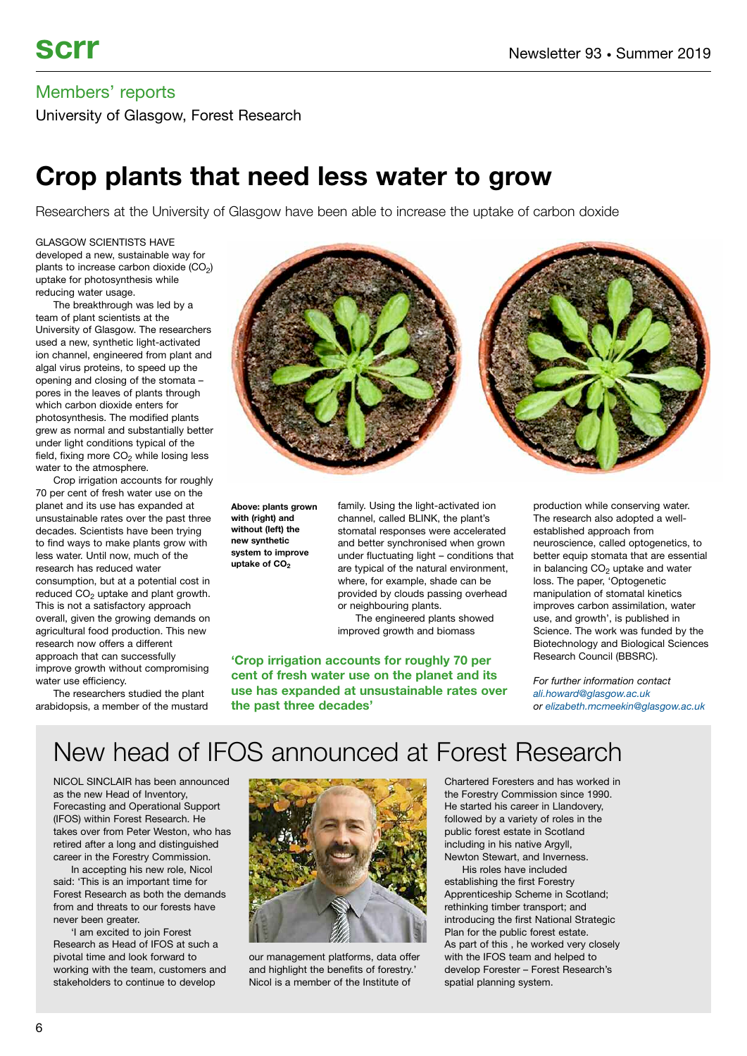## Members' reports

University of Glasgow, Forest Research

# Crop plants that need less water to grow

Researchers at the University of Glasgow have been able to increase the uptake of carbon doxide

GLASGOW SCIENTISTS HAVE developed a new, sustainable way for plants to increase carbon dioxide ($CO_2$) uptake for photosynthesis while reducing water usage.

The breakthrough was led by a team of plant scientists at the University of Glasgow. The researchers used a new, synthetic light-activated ion channel, engineered from plant and algal virus proteins, to speed up the opening and closing of the stomata – pores in the leaves of plants through which carbon dioxide enters for photosynthesis. The modified plants grew as normal and substantially better under light conditions typical of the field, fixing more $CO_2$ while losing less water to the atmosphere.

Crop irrigation accounts for roughly 70 per cent of fresh water use on the planet and its use has expanded at unsustainable rates over the past three decades. Scientists have been trying to find ways to make plants grow with less water. Until now, much of the research has reduced water consumption, but at a potential cost in reduced $CO_2$ uptake and plant growth. This is not a satisfactory approach overall, given the growing demands on agricultural food production. This new research now offers a different approach that can successfully improve growth without compromising water use efficiency.

The researchers studied the plant arabidopsis, a member of the mustard family. Using the light-activated ion channel, called BLINK, the plant's stomatal responses were accelerated and better synchronised when grown under fluctuating light – conditions that are typical of the natural environment, where, for example, shade can be provided by clouds passing overhead or neighbouring plants.

The engineered plants showed improved growth and biomass production while conserving water. The research also adopted a well-established approach from neuroscience, called optogenetics, to better equip stomata that are essential in balancing $CO_2$ uptake and water loss. The paper, 'Optogenetic manipulation of stomatal kinetics improves carbon assimilation, water use, and growth', is published in Science. The work was funded by the Biotechnology and Biological Sciences Research Council (BBSRC).

**Above: plants grown with (right) and without (left) the new synthetic system to improve uptake of $CO_2$**

**'Crop irrigation accounts for roughly 70 per cent of fresh water use on the planet and its use has expanded at unsustainable rates over the past three decades'**

*For further information contact ali.howard@glasgow.ac.uk or elizabeth.mcmeekin@glasgow.ac.uk*

# New head of IFOS announced at Forest Research

NICOL SINCLAIR has been announced as the new Head of Inventory, Forecasting and Operational Support (IFOS) within Forest Research. He takes over from Peter Weston, who has retired after a long and distinguished career in the Forestry Commission.

In accepting his new role, Nicol said: 'This is an important time for Forest Research as both the demands from and threats to our forests have never been greater.

'I am excited to join Forest Research as Head of IFOS at such a pivotal time and look forward to working with the team, customers and stakeholders to continue to develop our management platforms, data offer and highlight the benefits of forestry.' Nicol is a member of the Institute of Chartered Foresters and has worked in the Forestry Commission since 1990. He started his career in Llandovery, followed by a variety of roles in the public forest estate in Scotland including in his native Argyll, Newton Stewart, and Inverness.

His roles have included establishing the first Forestry Apprenticeship Scheme in Scotland; rethinking timber transport; and introducing the first National Strategic Plan for the public forest estate. As part of this , he worked very closely with the IFOS team and helped to develop Forester – Forest Research's spatial planning system.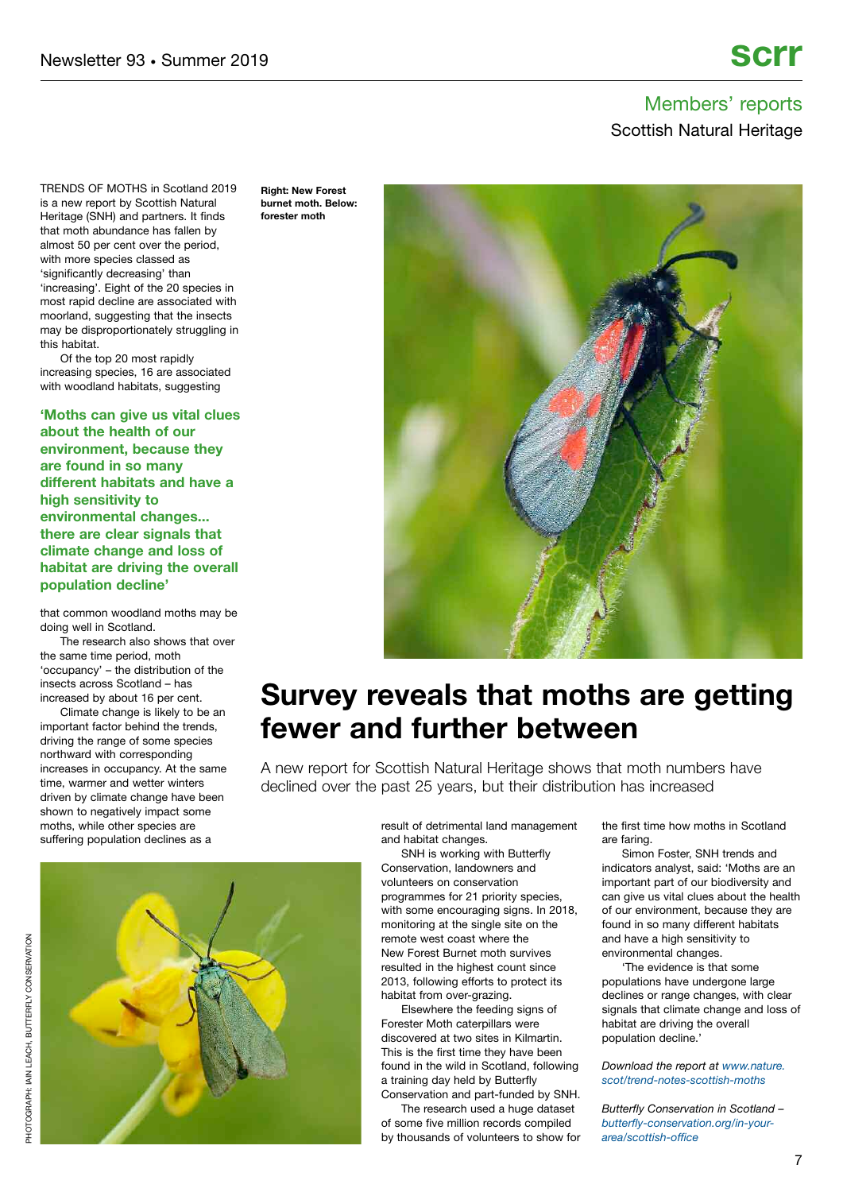Members' reports

Scottish Natural Heritage

# Survey reveals that moths are getting fewer and further between

A new report for Scottish Natural Heritage shows that moth numbers have declined over the past 25 years, but their distribution has increased

Right: New Forest burnet moth. Below: forester moth

TRENDS OF MOTHS in Scotland 2019 is a new report by Scottish Natural Heritage (SNH) and partners. It finds that moth abundance has fallen by almost 50 per cent over the period, with more species classed as 'significantly decreasing' than 'increasing'. Eight of the 20 species in most rapid decline are associated with moorland, suggesting that the insects may be disproportionately struggling in this habitat.

Of the top 20 most rapidly increasing species, 16 are associated with woodland habitats, suggesting that common woodland moths may be doing well in Scotland.

> **'Moths can give us vital clues about the health of our environment, because they are found in so many different habitats and have a high sensitivity to environmental changes... there are clear signals that climate change and loss of habitat are driving the overall population decline'**

The research also shows that over the same time period, moth 'occupancy' – the distribution of the insects across Scotland – has increased by about 16 per cent.

Climate change is likely to be an important factor behind the trends, driving the range of some species northward with corresponding increases in occupancy. At the same time, warmer and wetter winters driven by climate change have been shown to negatively impact some moths, while other species are suffering population declines as a result of detrimental land management and habitat changes.

SNH is working with Butterfly Conservation, landowners and volunteers on conservation programmes for 21 priority species, with some encouraging signs. In 2018, monitoring at the single site on the remote west coast where the New Forest Burnet moth survives resulted in the highest count since 2013, following efforts to protect its habitat from over-grazing.

Elsewhere the feeding signs of Forester Moth caterpillars were discovered at two sites in Kilmartin. This is the first time they have been found in the wild in Scotland, following a training day held by Butterfly Conservation and part-funded by SNH.

The research used a huge dataset of some five million records compiled by thousands of volunteers to show for the first time how moths in Scotland are faring.

Simon Foster, SNH trends and indicators analyst, said: 'Moths are an important part of our biodiversity and can give us vital clues about the health of our environment, because they are found in so many different habitats and have a high sensitivity to environmental changes.

'The evidence is that some populations have undergone large declines or range changes, with clear signals that climate change and loss of habitat are driving the overall population decline.'

*Download the report at www.nature.scot/trend-notes-scottish-moths*

*Butterfly Conservation in Scotland – butterfly-conservation.org/in-your-area/scottish-office*

PHOTOGRAPH: IAIN LEACH, BUTTERFLY CONSERVATION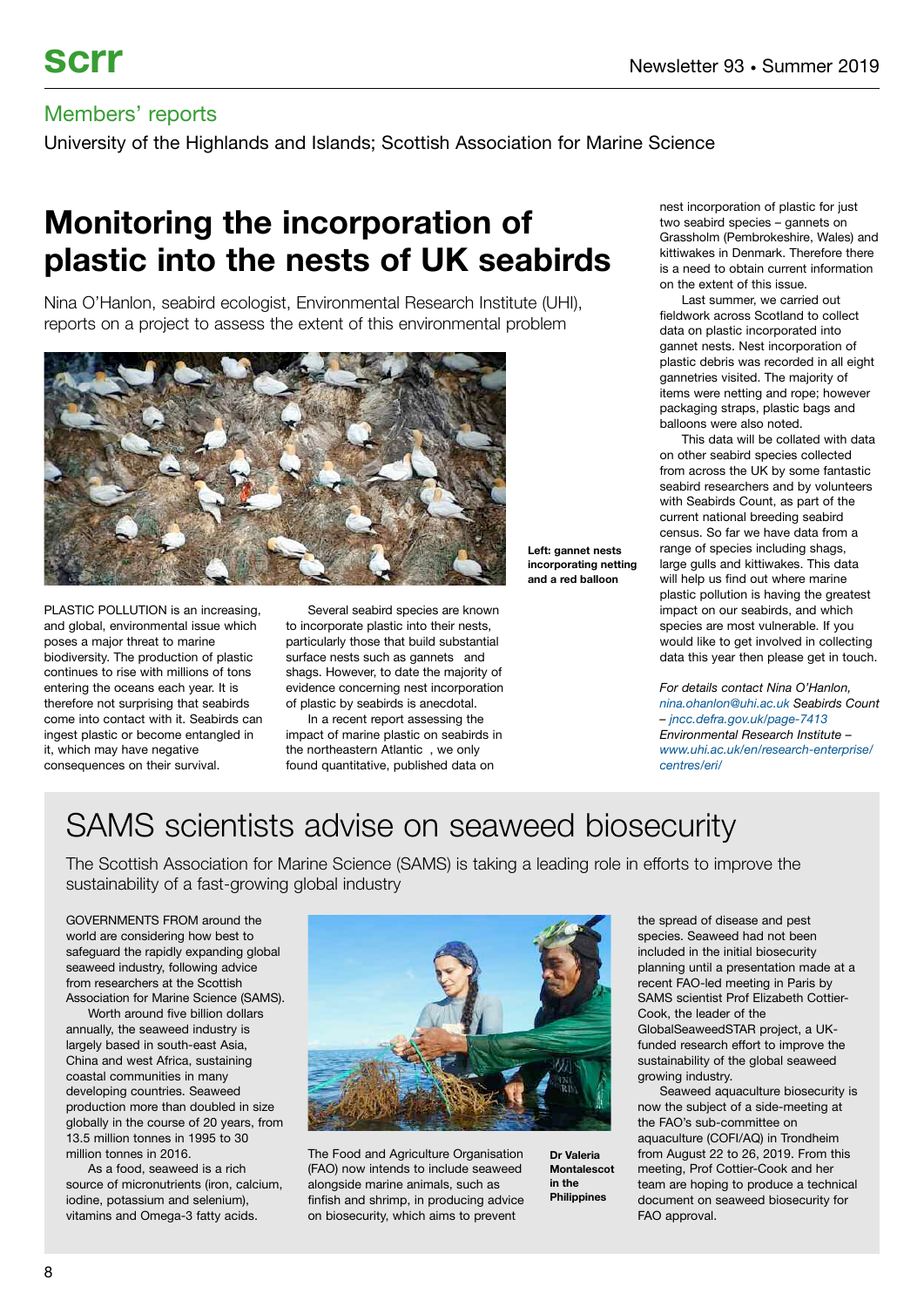## Members' reports

University of the Highlands and Islands; Scottish Association for Marine Science

# Monitoring the incorporation of plastic into the nests of UK seabirds

Nina O'Hanlon, seabird ecologist, Environmental Research Institute (UHI), reports on a project to assess the extent of this environmental problem

**Left: gannet nests incorporating netting and a red balloon**

PLASTIC POLLUTION is an increasing, and global, environmental issue which poses a major threat to marine biodiversity. The production of plastic continues to rise with millions of tons entering the oceans each year. It is therefore not surprising that seabirds come into contact with it. Seabirds can ingest plastic or become entangled in it, which may have negative consequences on their survival.

Several seabird species are known to incorporate plastic into their nests, particularly those that build substantial surface nests such as gannets and shags. However, to date the majority of evidence concerning nest incorporation of plastic by seabirds is anecdotal.

In a recent report assessing the impact of marine plastic on seabirds in the northeastern Atlantic , we only found quantitative, published data on nest incorporation of plastic for just two seabird species – gannets on Grassholm (Pembrokeshire, Wales) and kittiwakes in Denmark. Therefore there is a need to obtain current information on the extent of this issue.

Last summer, we carried out fieldwork across Scotland to collect data on plastic incorporated into gannet nests. Nest incorporation of plastic debris was recorded in all eight gannetries visited. The majority of items were netting and rope; however packaging straps, plastic bags and balloons were also noted.

This data will be collated with data on other seabird species collected from across the UK by some fantastic seabird researchers and by volunteers with Seabirds Count, as part of the current national breeding seabird census. So far we have data from a range of species including shags, large gulls and kittiwakes. This data will help us find out where marine plastic pollution is having the greatest impact on our seabirds, and which species are most vulnerable. If you would like to get involved in collecting data this year then please get in touch.

*For details contact Nina O'Hanlon, nina.ohanlon@uhi.ac.uk Seabirds Count – jncc.defra.gov.uk/page-7413 Environmental Research Institute – www.uhi.ac.uk/en/research-enterprise/centres/eri/*

# SAMS scientists advise on seaweed biosecurity

The Scottish Association for Marine Science (SAMS) is taking a leading role in efforts to improve the sustainability of a fast-growing global industry

GOVERNMENTS FROM around the world are considering how best to safeguard the rapidly expanding global seaweed industry, following advice from researchers at the Scottish Association for Marine Science (SAMS).

Worth around five billion dollars annually, the seaweed industry is largely based in south-east Asia, China and west Africa, sustaining coastal communities in many developing countries. Seaweed production more than doubled in size globally in the course of 20 years, from 13.5 million tonnes in 1995 to 30 million tonnes in 2016.

As a food, seaweed is a rich source of micronutrients (iron, calcium, iodine, potassium and selenium), vitamins and Omega-3 fatty acids.

**Dr Valeria Montalescot in the Philippines**

The Food and Agriculture Organisation (FAO) now intends to include seaweed alongside marine animals, such as finfish and shrimp, in producing advice on biosecurity, which aims to prevent the spread of disease and pest species. Seaweed had not been included in the initial biosecurity planning until a presentation made at a recent FAO-led meeting in Paris by SAMS scientist Prof Elizabeth Cottier-Cook, the leader of the GlobalSeaweedSTAR project, a UK-funded research effort to improve the sustainability of the global seaweed growing industry.

Seaweed aquaculture biosecurity is now the subject of a side-meeting at the FAO's sub-committee on aquaculture (COFI/AQ) in Trondheim from August 22 to 26, 2019. From this meeting, Prof Cottier-Cook and her team are hoping to produce a technical document on seaweed biosecurity for FAO approval.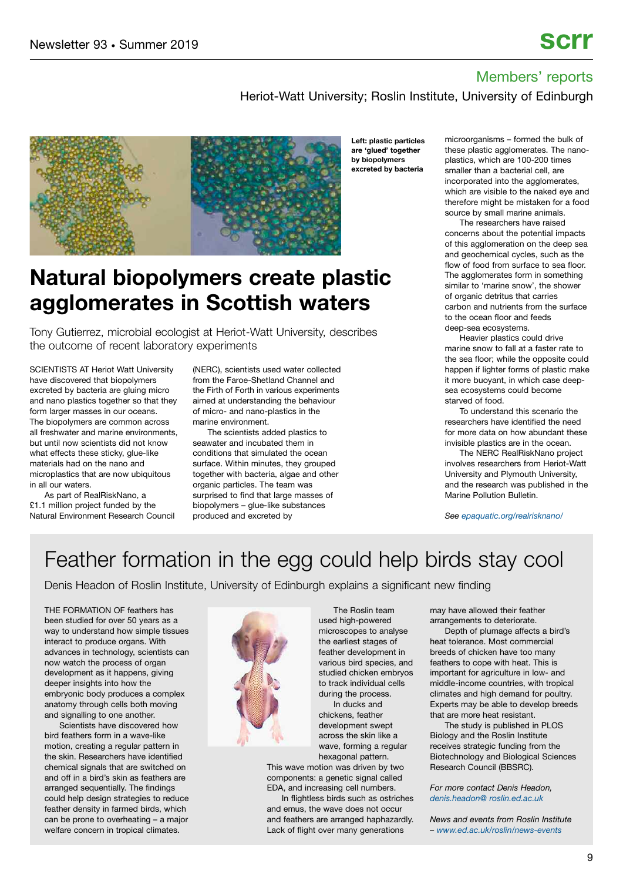## Members' reports

Heriot-Watt University; Roslin Institute, University of Edinburgh

**Left: plastic particles are 'glued' together by biopolymers excreted by bacteria**

# Natural biopolymers create plastic agglomerates in Scottish waters

Tony Gutierrez, microbial ecologist at Heriot-Watt University, describes the outcome of recent laboratory experiments

SCIENTISTS AT Heriot Watt University have discovered that biopolymers excreted by bacteria are gluing micro and nano plastics together so that they form larger masses in our oceans. The biopolymers are common across all freshwater and marine environments, but until now scientists did not know what effects these sticky, glue-like materials had on the nano and microplastics that are now ubiquitous in all our waters.

As part of RealRiskNano, a £1.1 million project funded by the Natural Environment Research Council (NERC), scientists used water collected from the Faroe-Shetland Channel and the Firth of Forth in various experiments aimed at understanding the behaviour of micro- and nano-plastics in the marine environment.

The scientists added plastics to seawater and incubated them in conditions that simulated the ocean surface. Within minutes, they grouped together with bacteria, algae and other organic particles. The team was surprised to find that large masses of biopolymers – glue-like substances produced and excreted by microorganisms – formed the bulk of these plastic agglomerates. The nano-plastics, which are 100-200 times smaller than a bacterial cell, are incorporated into the agglomerates, which are visible to the naked eye and therefore might be mistaken for a food source by small marine animals.

The researchers have raised concerns about the potential impacts of this agglomeration on the deep sea and geochemical cycles, such as the flow of food from surface to sea floor. The agglomerates form in something similar to 'marine snow', the shower of organic detritus that carries carbon and nutrients from the surface to the ocean floor and feeds deep-sea ecosystems.

Heavier plastics could drive marine snow to fall at a faster rate to the sea floor; while the opposite could happen if lighter forms of plastic make it more buoyant, in which case deep-sea ecosystems could become starved of food.

To understand this scenario the researchers have identified the need for more data on how abundant these invisible plastics are in the ocean.

The NERC RealRiskNano project involves researchers from Heriot-Watt University and Plymouth University, and the research was published in the Marine Pollution Bulletin.

*See epaquatic.org/realrisknano/*

# Feather formation in the egg could help birds stay cool

Denis Headon of Roslin Institute, University of Edinburgh explains a significant new finding

THE FORMATION OF feathers has been studied for over 50 years as a way to understand how simple tissues interact to produce organs. With advances in technology, scientists can now watch the process of organ development as it happens, giving deeper insights into how the embryonic body produces a complex anatomy through cells both moving and signalling to one another.

Scientists have discovered how bird feathers form in a wave-like motion, creating a regular pattern in the skin. Researchers have identified chemical signals that are switched on and off in a bird's skin as feathers are arranged sequentially. The findings could help design strategies to reduce feather density in farmed birds, which can be prone to overheating – a major welfare concern in tropical climates.

The Roslin team used high-powered microscopes to analyse the earliest stages of feather development in various bird species, and studied chicken embryos to track individual cells during the process.

In ducks and chickens, feather development swept across the skin like a wave, forming a regular hexagonal pattern. This wave motion was driven by two components: a genetic signal called EDA, and increasing cell numbers.

In flightless birds such as ostriches and emus, the wave does not occur and feathers are arranged haphazardly. Lack of flight over many generations may have allowed their feather arrangements to deteriorate.

Depth of plumage affects a bird's heat tolerance. Most commercial breeds of chicken have too many feathers to cope with heat. This is important for agriculture in low- and middle-income countries, with tropical climates and high demand for poultry. Experts may be able to develop breeds that are more heat resistant.

The study is published in PLOS Biology and the Roslin Institute receives strategic funding from the Biotechnology and Biological Sciences Research Council (BBSRC).

*For more contact Denis Headon, denis.headon@ roslin.ed.ac.uk*

*News and events from Roslin Institute – www.ed.ac.uk/roslin/news-events*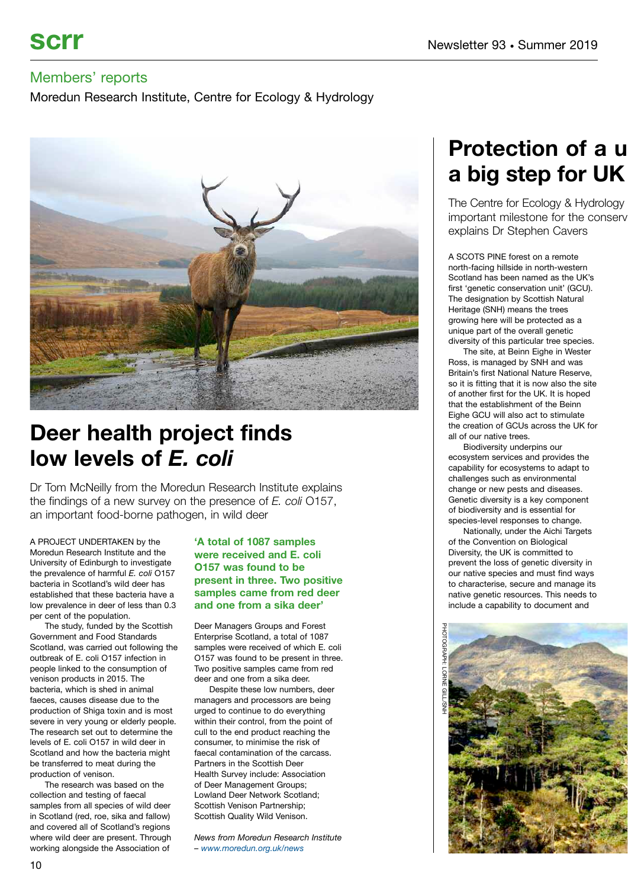## Members' reports

Moredun Research Institute, Centre for Ecology & Hydrology

# Deer health project finds low levels of *E. coli*

Dr Tom McNeilly from the Moredun Research Institute explains the findings of a new survey on the presence of *E. coli* O157, an important food-borne pathogen, in wild deer

A PROJECT UNDERTAKEN by the Moredun Research Institute and the University of Edinburgh to investigate the prevalence of harmful *E. coli* O157 bacteria in Scotland's wild deer has established that these bacteria have a low prevalence in deer of less than 0.3 per cent of the population.

The study, funded by the Scottish Government and Food Standards Scotland, was carried out following the outbreak of E. coli O157 infection in people linked to the consumption of venison products in 2015. The bacteria, which is shed in animal faeces, causes disease due to the production of Shiga toxin and is most severe in very young or elderly people. The research set out to determine the levels of E. coli O157 in wild deer in Scotland and how the bacteria might be transferred to meat during the production of venison.

The research was based on the collection and testing of faecal samples from all species of wild deer in Scotland (red, roe, sika and fallow) and covered all of Scotland's regions where wild deer are present. Through working alongside the Association of Deer Managers Groups and Forest Enterprise Scotland, a total of 1087 samples were received of which E. coli O157 was found to be present in three. Two positive samples came from red deer and one from a sika deer.

**'A total of 1087 samples were received and E. coli O157 was found to be present in three. Two positive samples came from red deer and one from a sika deer'**

Despite these low numbers, deer managers and processors are being urged to continue to do everything within their control, from the point of cull to the end product reaching the consumer, to minimise the risk of faecal contamination of the carcass. Partners in the Scottish Deer Health Survey include: Association of Deer Management Groups; Lowland Deer Network Scotland; Scottish Venison Partnership; Scottish Quality Wild Venison.

*News from Moredun Research Institute – www.moredun.org.uk/news*

# Protection of a u a big step for UK

The Centre for Ecology & Hydrology important milestone for the conserv explains Dr Stephen Cavers

A SCOTS PINE forest on a remote north-facing hillside in north-western Scotland has been named as the UK's first 'genetic conservation unit' (GCU). The designation by Scottish Natural Heritage (SNH) means the trees growing here will be protected as a unique part of the overall genetic diversity of this particular tree species.

The site, at Beinn Eighe in Wester Ross, is managed by SNH and was Britain's first National Nature Reserve, so it is fitting that it is now also the site of another first for the UK. It is hoped that the establishment of the Beinn Eighe GCU will also act to stimulate the creation of GCUs across the UK for all of our native trees.

Biodiversity underpins our ecosystem services and provides the capability for ecosystems to adapt to challenges such as environmental change or new pests and diseases. Genetic diversity is a key component of biodiversity and is essential for species-level responses to change.

Nationally, under the Aichi Targets of the Convention on Biological Diversity, the UK is committed to prevent the loss of genetic diversity in our native species and must find ways to characterise, secure and manage its native genetic resources. This needs to include a capability to document and

PHOTOGRAPH: LORNE GILL/SNH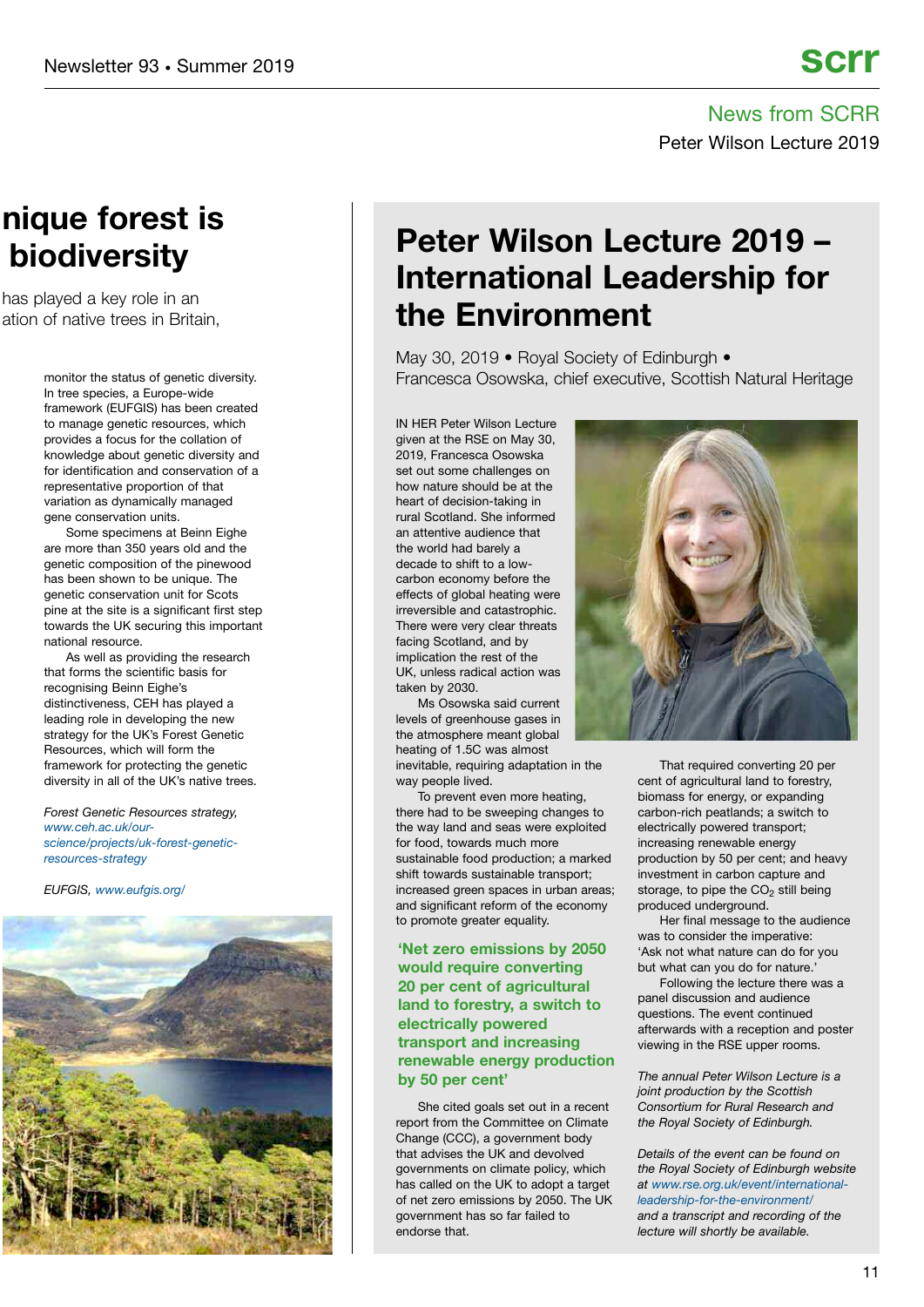## nique forest is biodiversity

has played a key role in an ation of native trees in Britain,

monitor the status of genetic diversity. In tree species, a Europe-wide framework (EUFGIS) has been created to manage genetic resources, which provides a focus for the collation of knowledge about genetic diversity and for identification and conservation of a representative proportion of that variation as dynamically managed gene conservation units.

Some specimens at Beinn Eighe are more than 350 years old and the genetic composition of the pinewood has been shown to be unique. The genetic conservation unit for Scots pine at the site is a significant first step towards the UK securing this important national resource.

As well as providing the research that forms the scientific basis for recognising Beinn Eighe's distinctiveness, CEH has played a leading role in developing the new strategy for the UK's Forest Genetic Resources, which will form the framework for protecting the genetic diversity in all of the UK's native trees.

*Forest Genetic Resources strategy, www.ceh.ac.uk/our-science/projects/uk-forest-genetic-resources-strategy*

*EUFGIS, www.eufgis.org/*

# Peter Wilson Lecture 2019 – International Leadership for the Environment

May 30, 2019 • Royal Society of Edinburgh • Francesca Osowska, chief executive, Scottish Natural Heritage

IN HER Peter Wilson Lecture given at the RSE on May 30, 2019, Francesca Osowska set out some challenges on how nature should be at the heart of decision-taking in rural Scotland. She informed an attentive audience that the world had barely a decade to shift to a low-carbon economy before the effects of global heating were irreversible and catastrophic. There were very clear threats facing Scotland, and by implication the rest of the UK, unless radical action was taken by 2030.

Ms Osowska said current levels of greenhouse gases in the atmosphere meant global heating of 1.5C was almost inevitable, requiring adaptation in the way people lived.

To prevent even more heating, there had to be sweeping changes to the way land and seas were exploited for food, towards much more sustainable food production; a marked shift towards sustainable transport; increased green spaces in urban areas; and significant reform of the economy to promote greater equality.

**'Net zero emissions by 2050 would require converting 20 per cent of agricultural land to forestry, a switch to electrically powered transport and increasing renewable energy production by 50 per cent'**

She cited goals set out in a recent report from the Committee on Climate Change (CCC), a government body that advises the UK and devolved governments on climate policy, which has called on the UK to adopt a target of net zero emissions by 2050. The UK government has so far failed to endorse that.

That required converting 20 per cent of agricultural land to forestry, biomass for energy, or expanding carbon-rich peatlands; a switch to electrically powered transport; increasing renewable energy production by 50 per cent; and heavy investment in carbon capture and storage, to pipe the $CO_2$ still being produced underground.

Her final message to the audience was to consider the imperative: 'Ask not what nature can do for you but what can you do for nature.'

Following the lecture there was a panel discussion and audience questions. The event continued afterwards with a reception and poster viewing in the RSE upper rooms.

*The annual Peter Wilson Lecture is a joint production by the Scottish Consortium for Rural Research and the Royal Society of Edinburgh.*

*Details of the event can be found on the Royal Society of Edinburgh website at www.rse.org.uk/event/international-leadership-for-the-environment/ and a transcript and recording of the lecture will shortly be available.*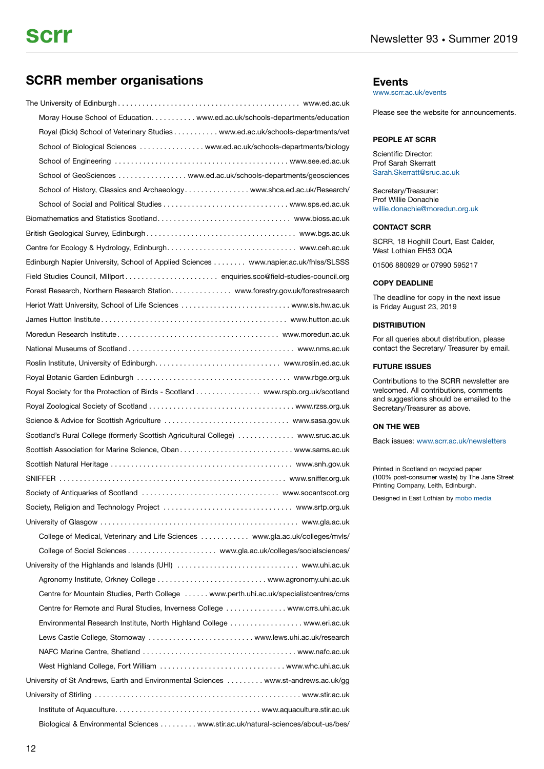## SCRR member organisations

The University of Edinburgh . . . . . . . . . . www.ed.ac.uk

- Moray House School of Education. . . . . . . . . . . www.ed.ac.uk/schools-departments/education
- Royal (Dick) School of Veterinary Studies . . . . . . . . . . . www.ed.ac.uk/schools-departments/vet
- School of Biological Sciences . . . . . . . . . . www.ed.ac.uk/schools-departments/biology
- School of Engineering . . . . . . . . . . www.see.ed.ac.uk
- School of GeoSciences . . . . . . . . . . www.ed.ac.uk/schools-departments/geosciences
- School of History, Classics and Archaeology. . . . . . . . . . . www.shca.ed.ac.uk/Research/
- School of Social and Political Studies . . . . . . . . . . www.sps.ed.ac.uk

Biomathematics and Statistics Scotland. . . . . . . . . . www.bioss.ac.uk

British Geological Survey, Edinburgh . . . . . . . . . . www.bgs.ac.uk

Centre for Ecology & Hydrology, Edinburgh. . . . . . . . . . www.ceh.ac.uk

Edinburgh Napier University, School of Applied Sciences . . . . . . . . www.napier.ac.uk/fhlss/SLSSS

Field Studies Council, Millport . . . . . . . . . . enquiries.sco@field-studies-council.org

Forest Research, Northern Research Station. . . . . . . . . . www.forestry.gov.uk/forestresearch

Heriot Watt University, School of Life Sciences . . . . . . . . . . www.sls.hw.ac.uk

James Hutton Institute . . . . . . . . . . www.hutton.ac.uk

Moredun Research Institute . . . . . . . . . . www.moredun.ac.uk

National Museums of Scotland . . . . . . . . . . www.nms.ac.uk

Roslin Institute, University of Edinburgh. . . . . . . . . . www.roslin.ed.ac.uk

Royal Botanic Garden Edinburgh . . . . . . . . . . www.rbge.org.uk

Royal Society for the Protection of Birds - Scotland . . . . . . . . . . www.rspb.org.uk/scotland

Royal Zoological Society of Scotland . . . . . . . . . . www.rzss.org.uk

Science & Advice for Scottish Agriculture . . . . . . . . . . www.sasa.gov.uk

Scotland's Rural College (formerly Scottish Agricultural College) . . . . . . . . . . www.sruc.ac.uk

Scottish Association for Marine Science, Oban . . . . . . . . . . www.sams.ac.uk

Scottish Natural Heritage . . . . . . . . . . www.snh.gov.uk

SNIFFER . . . . . . . . . . www.sniffer.org.uk

Society of Antiquaries of Scotland . . . . . . . . . . www.socantscot.org

Society, Religion and Technology Project . . . . . . . . . . www.srtp.org.uk

University of Glasgow . . . . . . . . . . www.gla.ac.uk

- College of Medical, Veterinary and Life Sciences . . . . . . . . . . www.gla.ac.uk/colleges/mvls/
- College of Social Sciences . . . . . . . . . . www.gla.ac.uk/colleges/socialsciences/

University of the Highlands and Islands (UHI) . . . . . . . . . . www.uhi.ac.uk

- Agronomy Institute, Orkney College . . . . . . . . . . www.agronomy.uhi.ac.uk
- Centre for Mountain Studies, Perth College . . . . . . www.perth.uhi.ac.uk/specialistcentres/cms
- Centre for Remote and Rural Studies, Inverness College . . . . . . . . . . www.crrs.uhi.ac.uk
- Environmental Research Institute, North Highland College . . . . . . . . . . www.eri.ac.uk
- Lews Castle College, Stornoway . . . . . . . . . . www.lews.uhi.ac.uk/research
- NAFC Marine Centre, Shetland . . . . . . . . . . www.nafc.ac.uk
- West Highland College, Fort William . . . . . . . . . . www.whc.uhi.ac.uk

University of St Andrews, Earth and Environmental Sciences . . . . . . . . . www.st-andrews.ac.uk/gg

University of Stirling . . . . . . . . . . www.stir.ac.uk

- Institute of Aquaculture. . . . . . . . . . www.aquaculture.stir.ac.uk
- Biological & Environmental Sciences . . . . . . . . . www.stir.ac.uk/natural-sciences/about-us/bes/

## Events

www.scrr.ac.uk/events

Please see the website for announcements.

### PEOPLE AT SCRR

Scientific Director:
Prof Sarah Skerratt
Sarah.Skerratt@sruc.ac.uk

Secretary/Treasurer:
Prof Willie Donachie
willie.donachie@moredun.org.uk

### CONTACT SCRR

SCRR, 18 Hoghill Court, East Calder, West Lothian EH53 0QA

01506 880929 or 07990 595217

### COPY DEADLINE

The deadline for copy in the next issue is Friday August 23, 2019

### DISTRIBUTION

For all queries about distribution, please contact the Secretary/ Treasurer by email.

### FUTURE ISSUES

Contributions to the SCRR newsletter are welcomed. All contributions, comments and suggestions should be emailed to the Secretary/Treasurer as above.

### ON THE WEB

Back issues: www.scrr.ac.uk/newsletters

Printed in Scotland on recycled paper (100% post-consumer waste) by The Jane Street Printing Company, Leith, Edinburgh.

Designed in East Lothian by mobo media